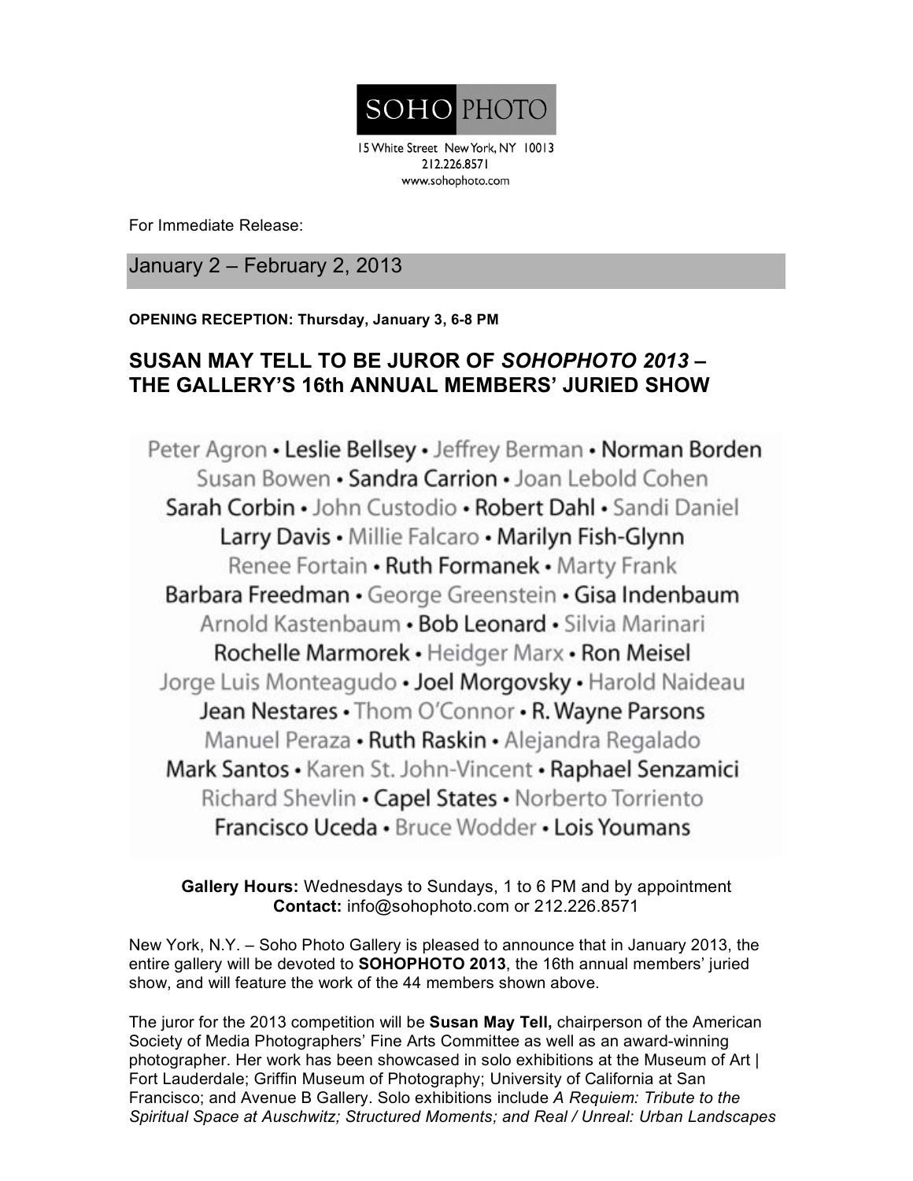SOHO PHOTO

15 White Street New York, NY 10013
212.226.8571
www.sohophoto.com

For Immediate Release:

January 2 – February 2, 2013

**OPENING RECEPTION: Thursday, January 3, 6-8 PM**

## SUSAN MAY TELL TO BE JUROR OF *SOHOPHOTO 2013* – THE GALLERY'S 16th ANNUAL MEMBERS' JURIED SHOW

Peter Agron • Leslie Bellsey • Jeffrey Berman • Norman Borden
Susan Bowen • Sandra Carrion • Joan Lebold Cohen
Sarah Corbin • John Custodio • Robert Dahl • Sandi Daniel
Larry Davis • Millie Falcaro • Marilyn Fish-Glynn
Renee Fortain • Ruth Formanek • Marty Frank
Barbara Freedman • George Greenstein • Gisa Indenbaum
Arnold Kastenbaum • Bob Leonard • Silvia Marinari
Rochelle Marmorek • Heidger Marx • Ron Meisel
Jorge Luis Monteagudo • Joel Morgovsky • Harold Naideau
Jean Nestares • Thom O'Connor • R. Wayne Parsons
Manuel Peraza • Ruth Raskin • Alejandra Regalado
Mark Santos • Karen St. John-Vincent • Raphael Senzamici
Richard Shevlin • Capel States • Norberto Torriento
Francisco Uceda • Bruce Wodder • Lois Youmans

**Gallery Hours:** Wednesdays to Sundays, 1 to 6 PM and by appointment
**Contact:** info@sohophoto.com or 212.226.8571

New York, N.Y. – Soho Photo Gallery is pleased to announce that in January 2013, the entire gallery will be devoted to **SOHOPHOTO 2013**, the 16th annual members' juried show, and will feature the work of the 44 members shown above.

The juror for the 2013 competition will be **Susan May Tell,** chairperson of the American Society of Media Photographers' Fine Arts Committee as well as an award-winning photographer. Her work has been showcased in solo exhibitions at the Museum of Art | Fort Lauderdale; Griffin Museum of Photography; University of California at San Francisco; and Avenue B Gallery. Solo exhibitions include *A Requiem: Tribute to the Spiritual Space at Auschwitz; Structured Moments; and Real / Unreal: Urban Landscapes*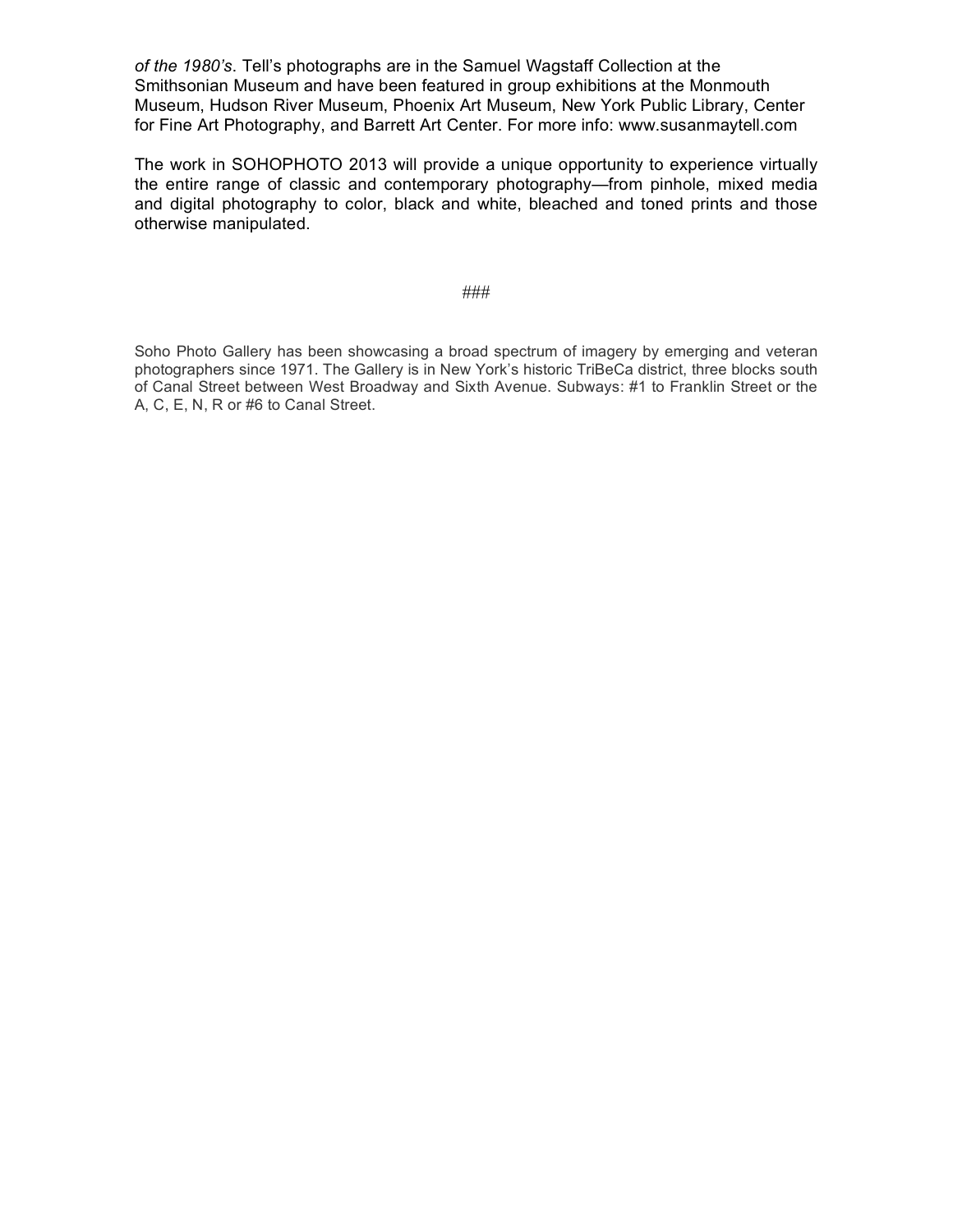*of the 1980's*. Tell's photographs are in the Samuel Wagstaff Collection at the Smithsonian Museum and have been featured in group exhibitions at the Monmouth Museum, Hudson River Museum, Phoenix Art Museum, New York Public Library, Center for Fine Art Photography, and Barrett Art Center. For more info: www.susanmaytell.com

The work in SOHOPHOTO 2013 will provide a unique opportunity to experience virtually the entire range of classic and contemporary photography—from pinhole, mixed media and digital photography to color, black and white, bleached and toned prints and those otherwise manipulated.

###

Soho Photo Gallery has been showcasing a broad spectrum of imagery by emerging and veteran photographers since 1971. The Gallery is in New York's historic TriBeCa district, three blocks south of Canal Street between West Broadway and Sixth Avenue. Subways: #1 to Franklin Street or the A, C, E, N, R or #6 to Canal Street.